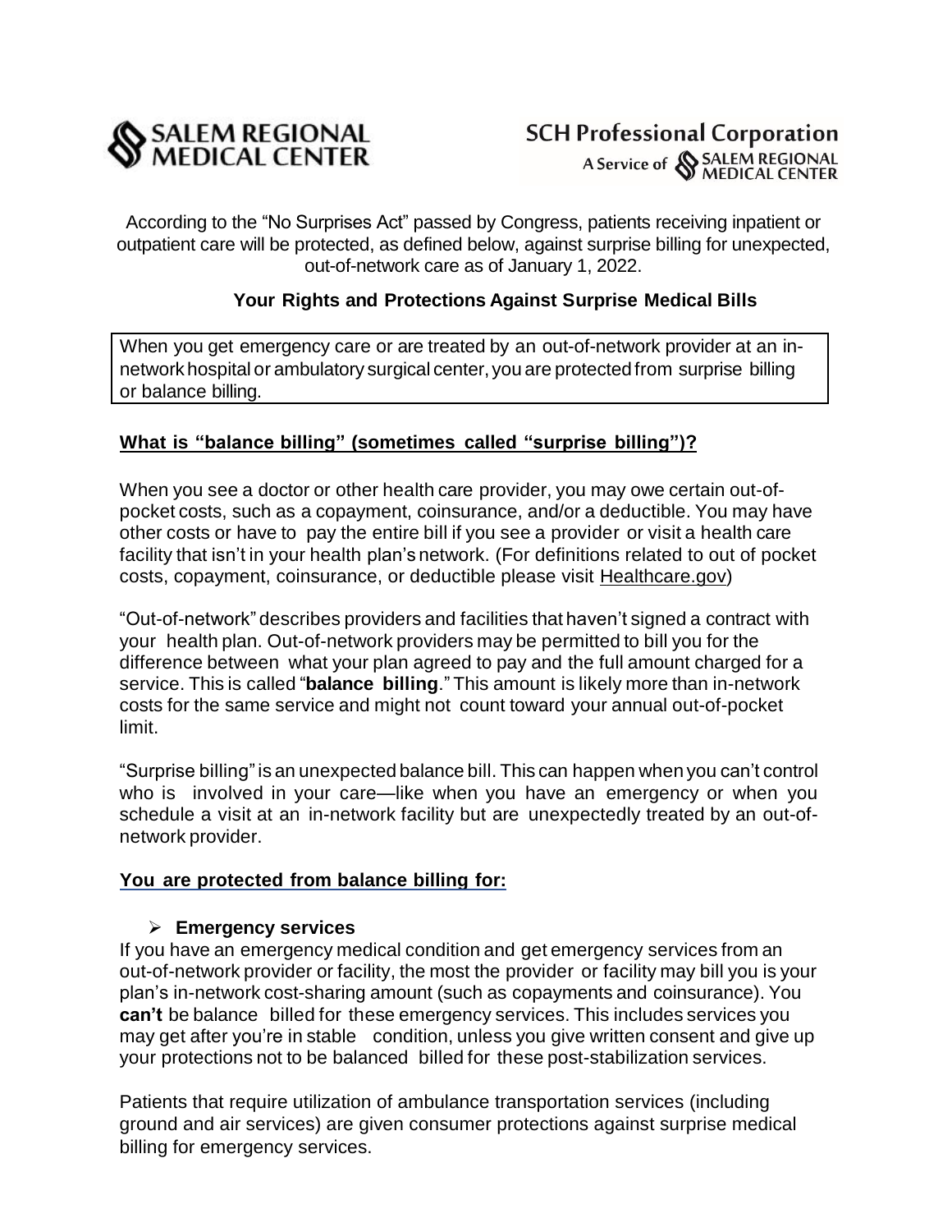**SALEM REGIONAL MEDICAL CENTER**

**SCH Professional Corporation**
A Service of SALEM REGIONAL MEDICAL CENTER

According to the "No Surprises Act" passed by Congress, patients receiving inpatient or outpatient care will be protected, as defined below, against surprise billing for unexpected, out-of-network care as of January 1, 2022.

## Your Rights and Protections Against Surprise Medical Bills

When you get emergency care or are treated by an out-of-network provider at an in-network hospital or ambulatory surgical center, you are protected from surprise billing or balance billing.

### What is "balance billing" (sometimes called "surprise billing")?

When you see a doctor or other health care provider, you may owe certain out-of-pocket costs, such as a copayment, coinsurance, and/or a deductible. You may have other costs or have to pay the entire bill if you see a provider or visit a health care facility that isn't in your health plan's network. (For definitions related to out of pocket costs, copayment, coinsurance, or deductible please visit Healthcare.gov)

"Out-of-network" describes providers and facilities that haven't signed a contract with your health plan. Out-of-network providers may be permitted to bill you for the difference between what your plan agreed to pay and the full amount charged for a service. This is called "**balance billing**." This amount is likely more than in-network costs for the same service and might not count toward your annual out-of-pocket limit.

"Surprise billing" is an unexpected balance bill. This can happen when you can't control who is involved in your care—like when you have an emergency or when you schedule a visit at an in-network facility but are unexpectedly treated by an out-of-network provider.

### You are protected from balance billing for:

- **Emergency services**

If you have an emergency medical condition and get emergency services from an out-of-network provider or facility, the most the provider or facility may bill you is your plan's in-network cost-sharing amount (such as copayments and coinsurance). You **can't** be balance billed for these emergency services. This includes services you may get after you're in stable condition, unless you give written consent and give up your protections not to be balanced billed for these post-stabilization services.

Patients that require utilization of ambulance transportation services (including ground and air services) are given consumer protections against surprise medical billing for emergency services.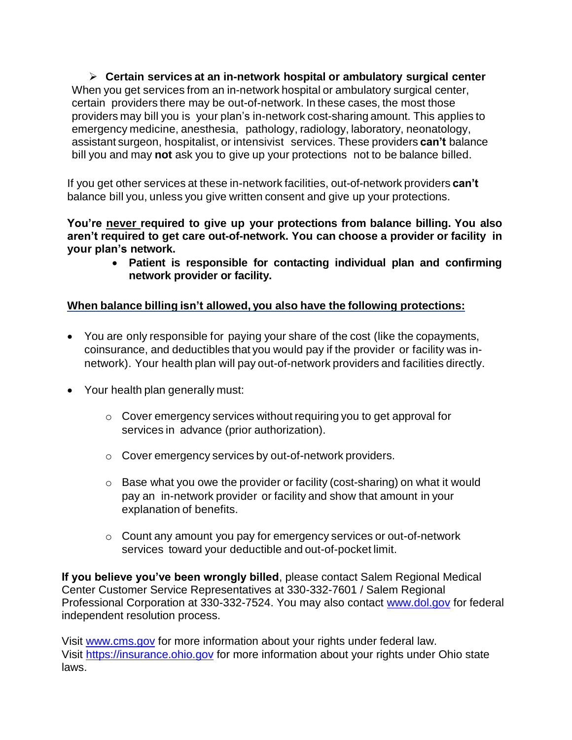- **Certain services at an in-network hospital or ambulatory surgical center**

When you get services from an in-network hospital or ambulatory surgical center, certain providers there may be out-of-network. In these cases, the most those providers may bill you is your plan's in-network cost-sharing amount. This applies to emergency medicine, anesthesia, pathology, radiology, laboratory, neonatology, assistant surgeon, hospitalist, or intensivist services. These providers **can't** balance bill you and may **not** ask you to give up your protections not to be balance billed.

If you get other services at these in-network facilities, out-of-network providers **can't** balance bill you, unless you give written consent and give up your protections.

**You're <u>never</u> required to give up your protections from balance billing. You also aren't required to get care out-of-network. You can choose a provider or facility in your plan's network.**

- **Patient is responsible for contacting individual plan and confirming network provider or facility.**

**<u>When balance billing isn't allowed, you also have the following protections:</u>**

- You are only responsible for paying your share of the cost (like the copayments, coinsurance, and deductibles that you would pay if the provider or facility was in-network). Your health plan will pay out-of-network providers and facilities directly.
- Your health plan generally must:
  - Cover emergency services without requiring you to get approval for services in advance (prior authorization).
  - Cover emergency services by out-of-network providers.
  - Base what you owe the provider or facility (cost-sharing) on what it would pay an in-network provider or facility and show that amount in your explanation of benefits.
  - Count any amount you pay for emergency services or out-of-network services toward your deductible and out-of-pocket limit.

**If you believe you've been wrongly billed**, please contact Salem Regional Medical Center Customer Service Representatives at 330-332-7601 / Salem Regional Professional Corporation at 330-332-7524. You may also contact [www.dol.gov](http://www.dol.gov) for federal independent resolution process.

Visit [www.cms.gov](http://www.cms.gov) for more information about your rights under federal law.
Visit [https://insurance.ohio.gov](https://insurance.ohio.gov) for more information about your rights under Ohio state laws.